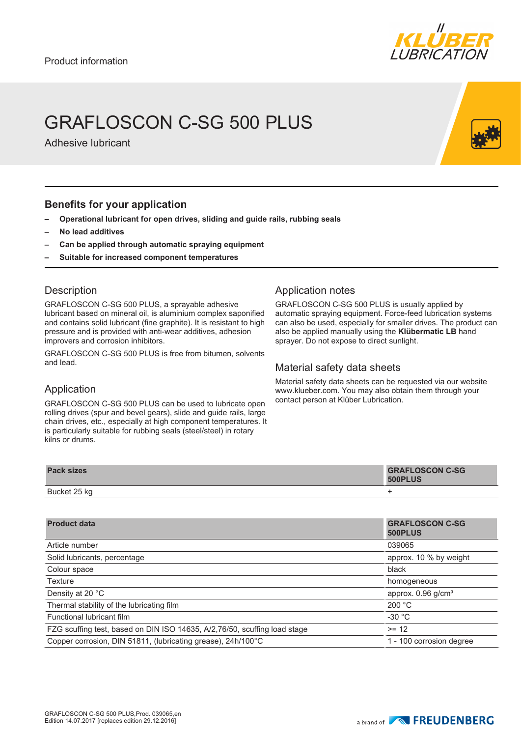Product information

# GRAFLOSCON C-SG 500 PLUS

Adhesive lubricant

## Benefits for your application

- **Operational lubricant for open drives, sliding and guide rails, rubbing seals**
- **No lead additives**
- **Can be applied through automatic spraying equipment**
- **Suitable for increased component temperatures**

## Description

GRAFLOSCON C-SG 500 PLUS, a sprayable adhesive lubricant based on mineral oil, is aluminium complex saponified and contains solid lubricant (fine graphite). It is resistant to high pressure and is provided with anti-wear additives, adhesion improvers and corrosion inhibitors.

GRAFLOSCON C-SG 500 PLUS is free from bitumen, solvents and lead.

## Application

GRAFLOSCON C-SG 500 PLUS can be used to lubricate open rolling drives (spur and bevel gears), slide and guide rails, large chain drives, etc., especially at high component temperatures. It is particularly suitable for rubbing seals (steel/steel) in rotary kilns or drums.

## Application notes

GRAFLOSCON C-SG 500 PLUS is usually applied by automatic spraying equipment. Force-feed lubrication systems can also be used, especially for smaller drives. The product can also be applied manually using the **Klübermatic LB** hand sprayer. Do not expose to direct sunlight.

## Material safety data sheets

Material safety data sheets can be requested via our website www.klueber.com. You may also obtain them through your contact person at Klüber Lubrication.

| Pack sizes | GRAFLOSCON C-SG 500PLUS |
|---|---|
| Bucket 25 kg | + |

| Product data | GRAFLOSCON C-SG 500PLUS |
|---|---|
| Article number | 039065 |
| Solid lubricants, percentage | approx. 10 % by weight |
| Colour space | black |
| Texture | homogeneous |
| Density at 20 °C | approx. 0.96 g/cm³ |
| Thermal stability of the lubricating film | 200 °C |
| Functional lubricant film | -30 °C |
| FZG scuffing test, based on DIN ISO 14635, A/2,76/50, scuffing load stage | >= 12 |
| Copper corrosion, DIN 51811, (lubricating grease), 24h/100°C | 1 - 100 corrosion degree |

GRAFLOSCON C-SG 500 PLUS,Prod. 039065,en
Edition 14.07.2017 [replaces edition 29.12.2016]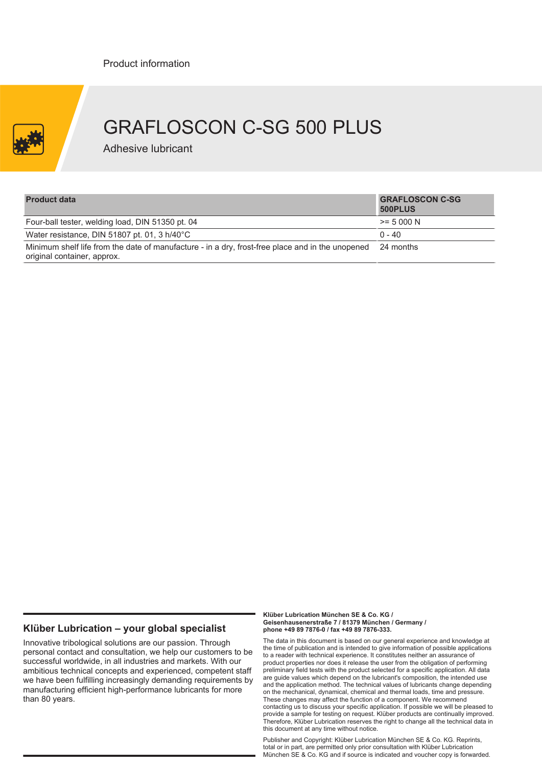Product information

# GRAFLOSCON C-SG 500 PLUS

Adhesive lubricant

| Product data | GRAFLOSCON C-SG 500PLUS |
| --- | --- |
| Four-ball tester, welding load, DIN 51350 pt. 04 | >= 5 000 N |
| Water resistance, DIN 51807 pt. 01, 3 h/40°C | 0 - 40 |
| Minimum shelf life from the date of manufacture - in a dry, frost-free place and in the unopened original container, approx. | 24 months |

## Klüber Lubrication – your global specialist

Innovative tribological solutions are our passion. Through personal contact and consultation, we help our customers to be successful worldwide, in all industries and markets. With our ambitious technical concepts and experienced, competent staff we have been fulfilling increasingly demanding requirements by manufacturing efficient high-performance lubricants for more than 80 years.

**Klüber Lubrication München SE & Co. KG / Geisenhausenerstraße 7 / 81379 München / Germany / phone +49 89 7876-0 / fax +49 89 7876-333.**

The data in this document is based on our general experience and knowledge at the time of publication and is intended to give information of possible applications to a reader with technical experience. It constitutes neither an assurance of product properties nor does it release the user from the obligation of performing preliminary field tests with the product selected for a specific application. All data are guide values which depend on the lubricant's composition, the intended use and the application method. The technical values of lubricants change depending on the mechanical, dynamical, chemical and thermal loads, time and pressure. These changes may affect the function of a component. We recommend contacting us to discuss your specific application. If possible we will be pleased to provide a sample for testing on request. Klüber products are continually improved. Therefore, Klüber Lubrication reserves the right to change all the technical data in this document at any time without notice.

Publisher and Copyright: Klüber Lubrication München SE & Co. KG. Reprints, total or in part, are permitted only prior consultation with Klüber Lubrication München SE & Co. KG and if source is indicated and voucher copy is forwarded.